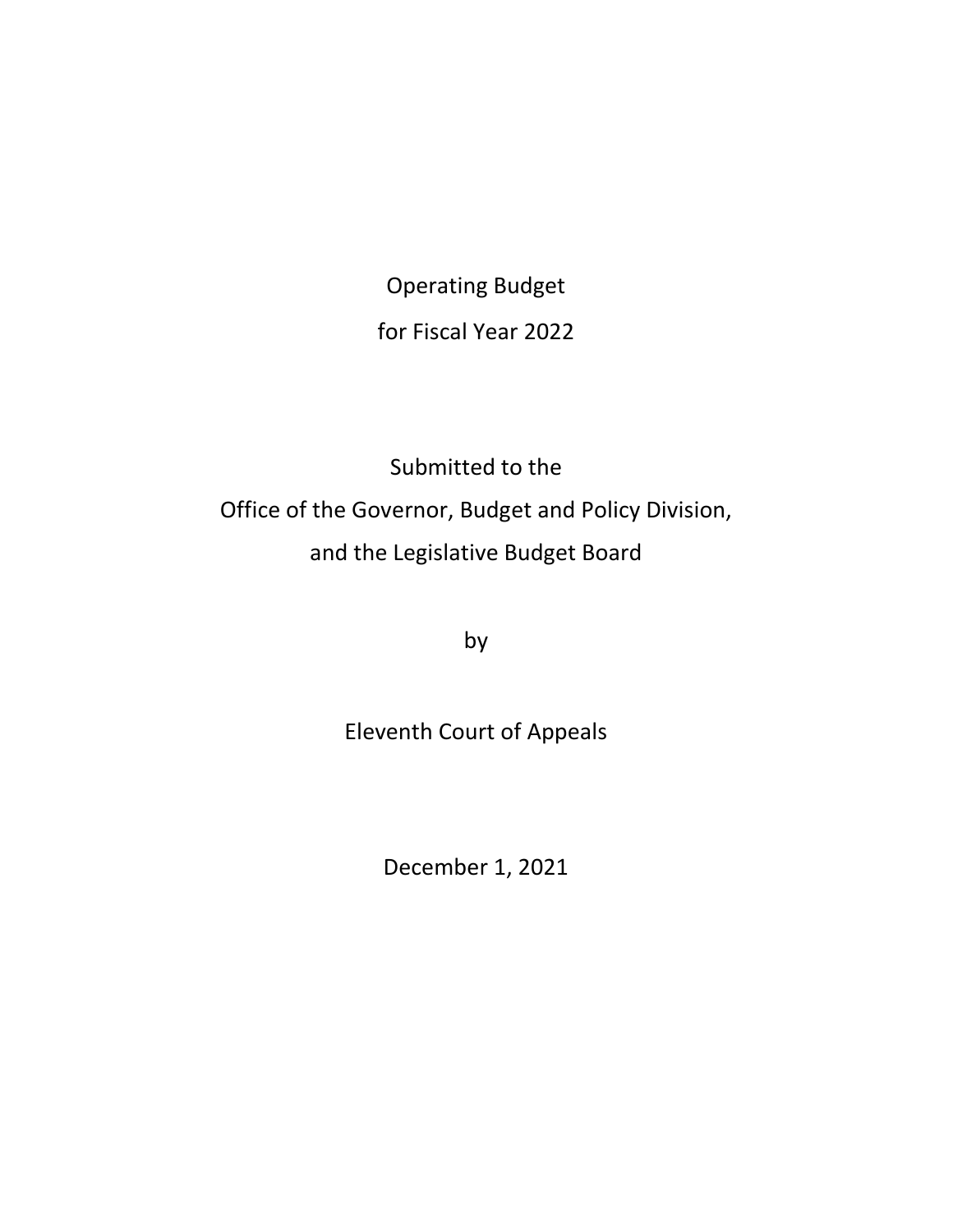Operating Budget

for Fiscal Year 2022

Submitted to the

Office of the Governor, Budget and Policy Division,

and the Legislative Budget Board

by

Eleventh Court of Appeals

December 1, 2021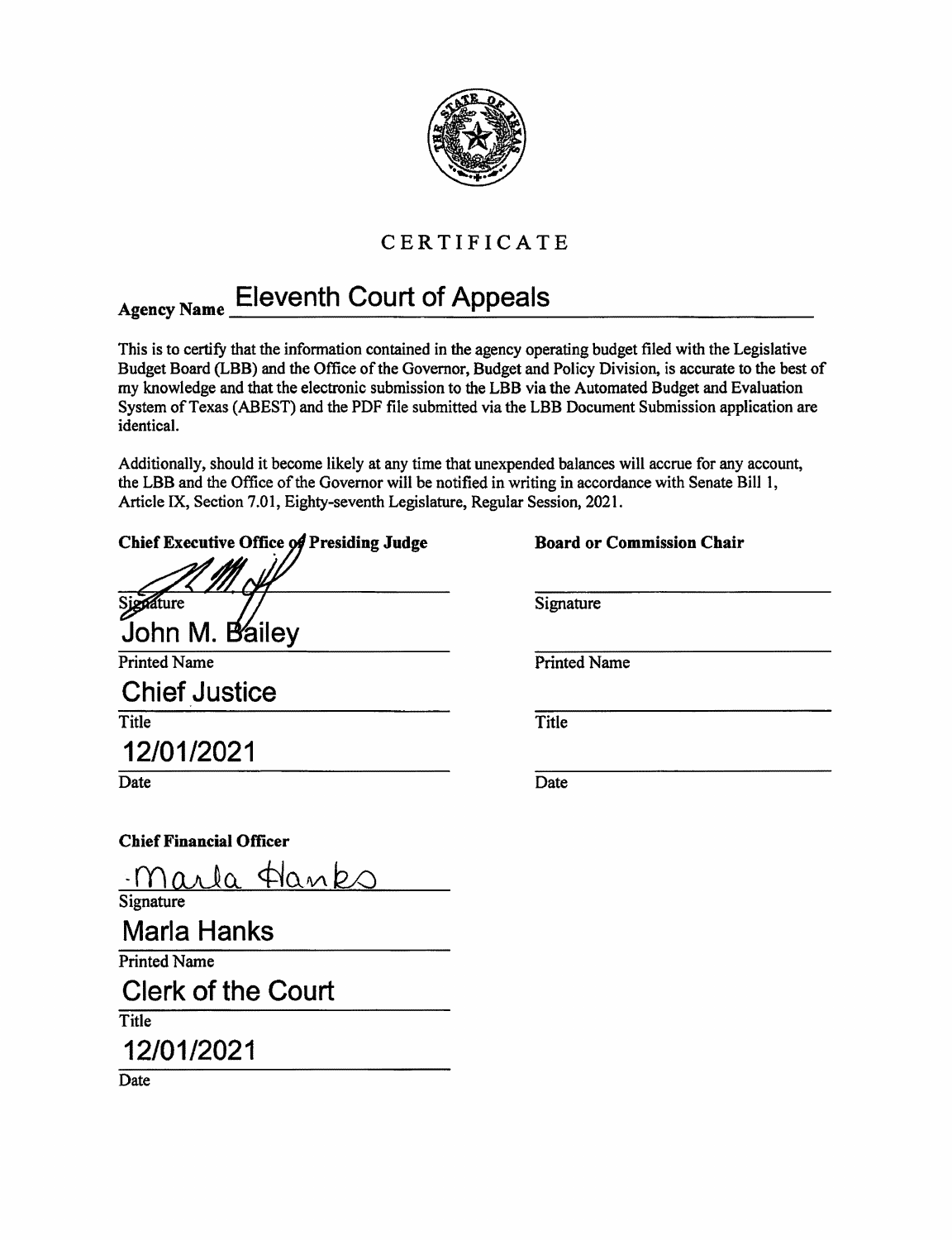# CERTIFICATE

**Agency Name** Eleventh Court of Appeals

This is to certify that the information contained in the agency operating budget filed with the Legislative Budget Board (LBB) and the Office of the Governor, Budget and Policy Division, is accurate to the best of my knowledge and that the electronic submission to the LBB via the Automated Budget and Evaluation System of Texas (ABEST) and the PDF file submitted via the LBB Document Submission application are identical.

Additionally, should it become likely at any time that unexpended balances will accrue for any account, the LBB and the Office of the Governor will be notified in writing in accordance with Senate Bill 1, Article IX, Section 7.01, Eighty-seventh Legislature, Regular Session, 2021.

**Chief Executive Office or Presiding Judge**

Signature

John M. Bailey
Printed Name

Chief Justice
Title

12/01/2021
Date

**Board or Commission Chair**

Signature

Printed Name

Title

Date

**Chief Financial Officer**

Marla Hanks
Signature

Marla Hanks
Printed Name

Clerk of the Court
Title

12/01/2021
Date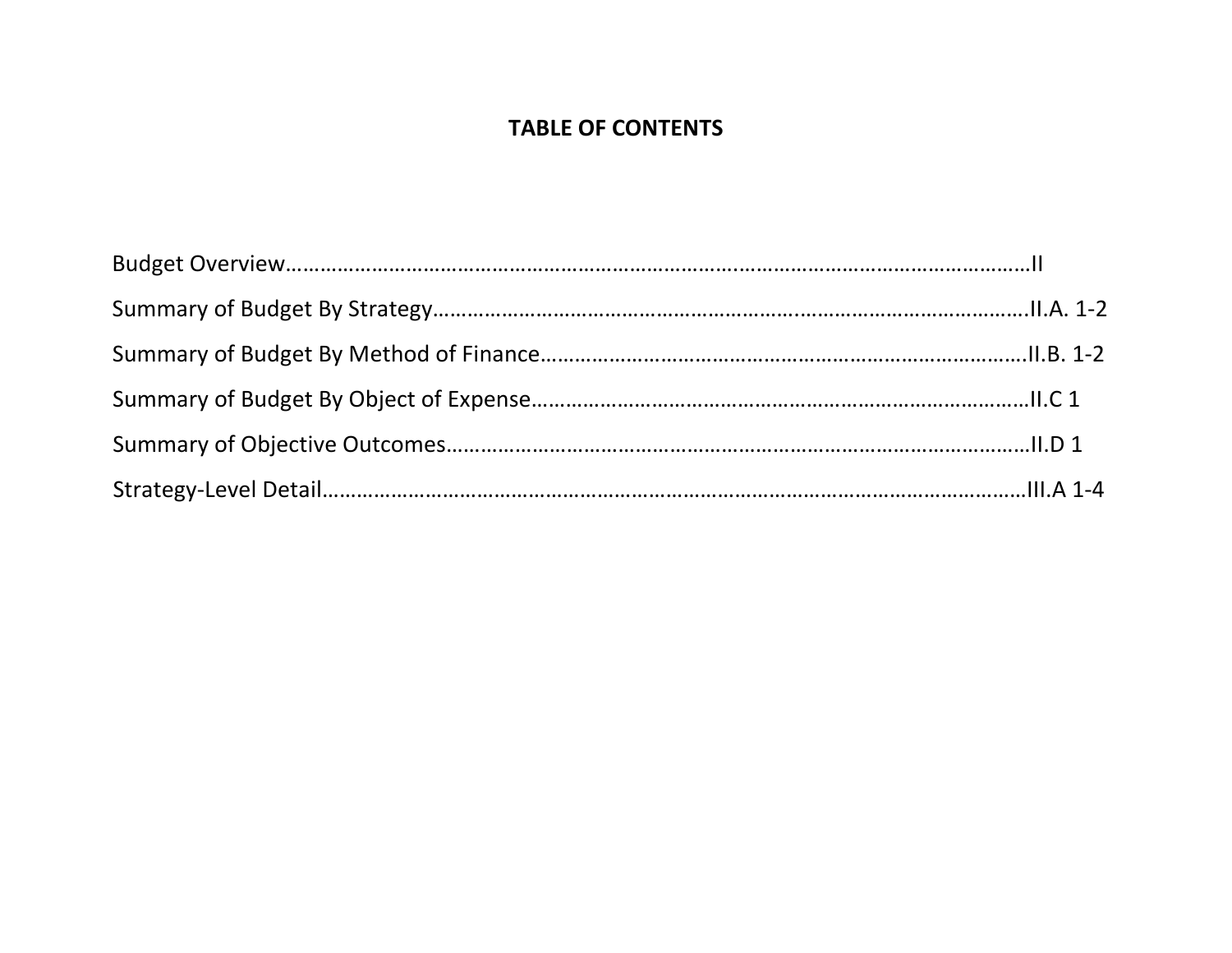# TABLE OF CONTENTS

Budget Overview……………………………………………………………………………………………………………II

Summary of Budget By Strategy………………………………………………………………………………………II.A. 1-2

Summary of Budget By Method of Finance…………………………………………………………………….II.B. 1-2

Summary of Budget By Object of Expense……………………………………………………………………II.C 1

Summary of Objective Outcomes………………………………………………………………………………II.D 1

Strategy-Level Detail……………………………………………………………………………………………………III.A 1-4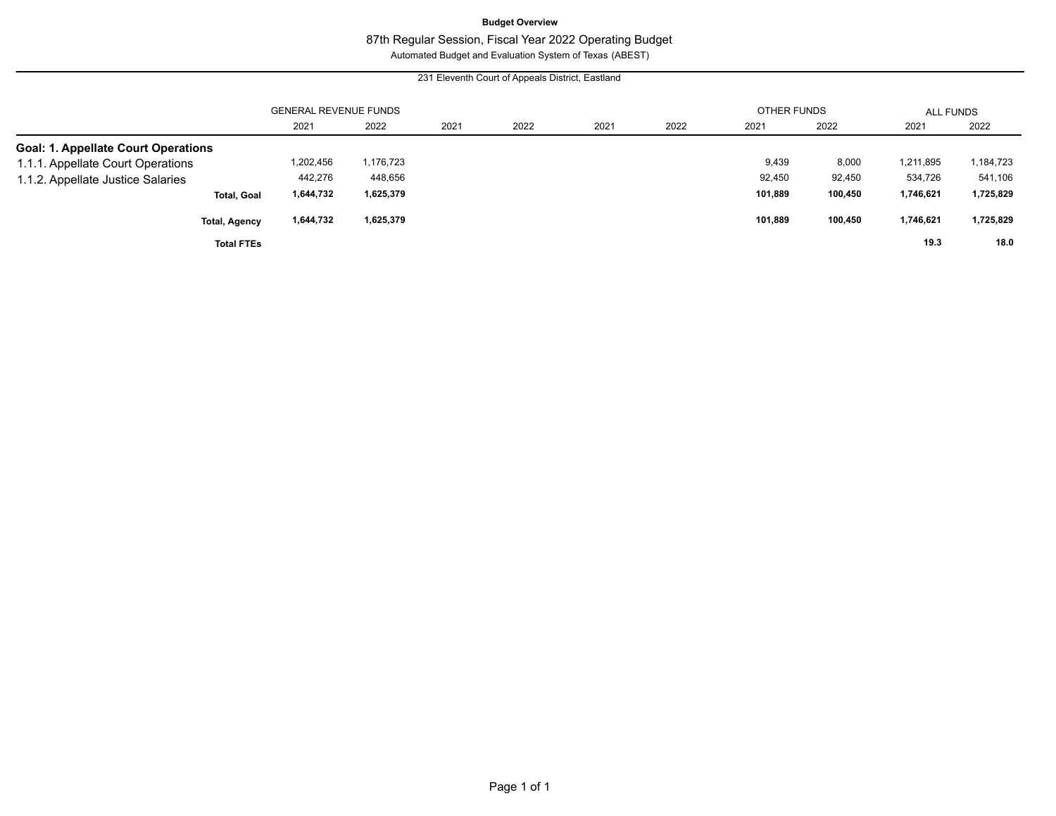**Budget Overview**

87th Regular Session, Fiscal Year 2022 Operating Budget

Automated Budget and Evaluation System of Texas (ABEST)

231 Eleventh Court of Appeals District, Eastland

| | GENERAL REVENUE FUNDS | | | | | | OTHER FUNDS | | ALL FUNDS | |
|---|---|---|---|---|---|---|---|---|---|---|
| | 2021 | 2022 | 2021 | 2022 | 2021 | 2022 | 2021 | 2022 | 2021 | 2022 |
| **Goal: 1. Appellate Court Operations** | | | | | | | | | | |
| 1.1.1. Appellate Court Operations | 1,202,456 | 1,176,723 | | | | | 9,439 | 8,000 | 1,211,895 | 1,184,723 |
| 1.1.2. Appellate Justice Salaries | 442,276 | 448,656 | | | | | 92,450 | 92,450 | 534,726 | 541,106 |
| **Total, Goal** | **1,644,732** | **1,625,379** | | | | | **101,889** | **100,450** | **1,746,621** | **1,725,829** |
| **Total, Agency** | **1,644,732** | **1,625,379** | | | | | **101,889** | **100,450** | **1,746,621** | **1,725,829** |
| **Total FTEs** | | | | | | | | | **19.3** | **18.0** |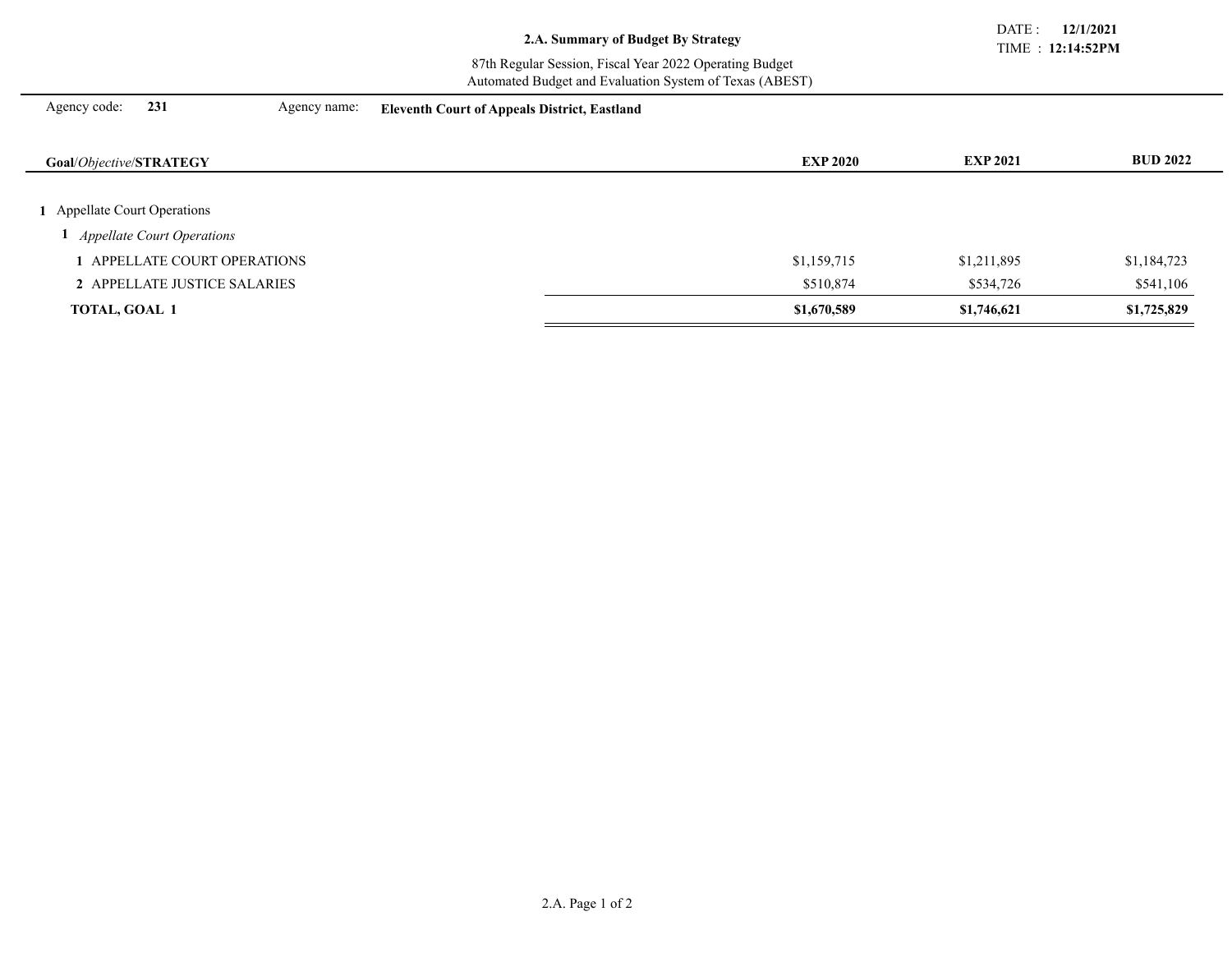## 2.A. Summary of Budget By Strategy

87th Regular Session, Fiscal Year 2022 Operating Budget
Automated Budget and Evaluation System of Texas (ABEST)

DATE : **12/1/2021**
TIME : **12:14:52PM**

Agency code: **231** Agency name: **Eleventh Court of Appeals District, Eastland**

| **Goal**/*Objective*/**STRATEGY** | **EXP 2020** | **EXP 2021** | **BUD 2022** |
|---|---|---|---|
| **1** Appellate Court Operations | | | |
| **1** *Appellate Court Operations* | | | |
| **1** APPELLATE COURT OPERATIONS | $1,159,715 | $1,211,895 | $1,184,723 |
| **2** APPELLATE JUSTICE SALARIES | $510,874 | $534,726 | $541,106 |
| **TOTAL, GOAL 1** | **$1,670,589** | **$1,746,621** | **$1,725,829** |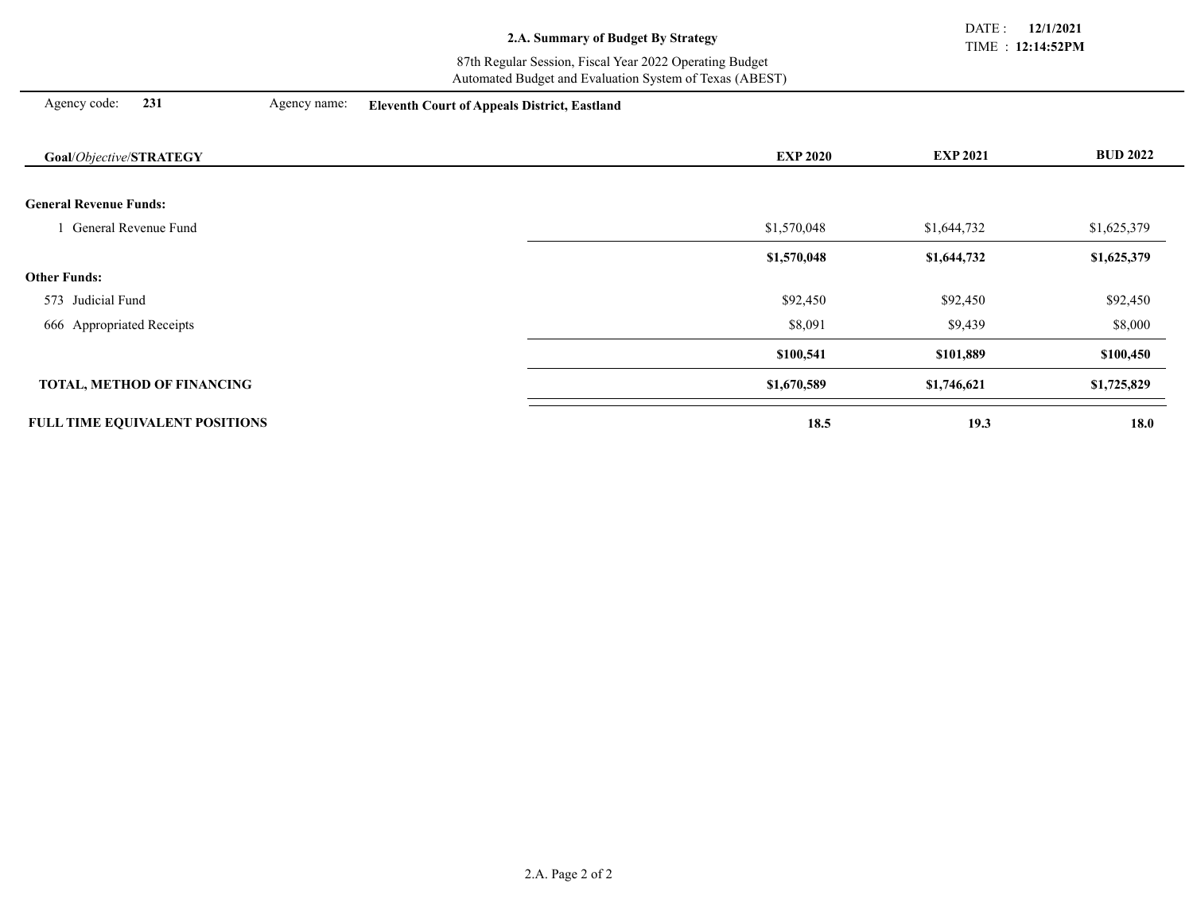## 2.A. Summary of Budget By Strategy

87th Regular Session, Fiscal Year 2022 Operating Budget
Automated Budget and Evaluation System of Texas (ABEST)

DATE : **12/1/2021**
TIME : **12:14:52PM**

Agency code: **231** Agency name: **Eleventh Court of Appeals District, Eastland**

| **Goal**/*Objective*/**STRATEGY** | **EXP 2020** | **EXP 2021** | **BUD 2022** |
|---|---|---|---|
| **General Revenue Funds:** | | | |
| 1 General Revenue Fund | $1,570,048 | $1,644,732 | $1,625,379 |
| | **$1,570,048** | **$1,644,732** | **$1,625,379** |
| **Other Funds:** | | | |
| 573 Judicial Fund | $92,450 | $92,450 | $92,450 |
| 666 Appropriated Receipts | $8,091 | $9,439 | $8,000 |
| | **$100,541** | **$101,889** | **$100,450** |
| **TOTAL, METHOD OF FINANCING** | **$1,670,589** | **$1,746,621** | **$1,725,829** |
| **FULL TIME EQUIVALENT POSITIONS** | **18.5** | **19.3** | **18.0** |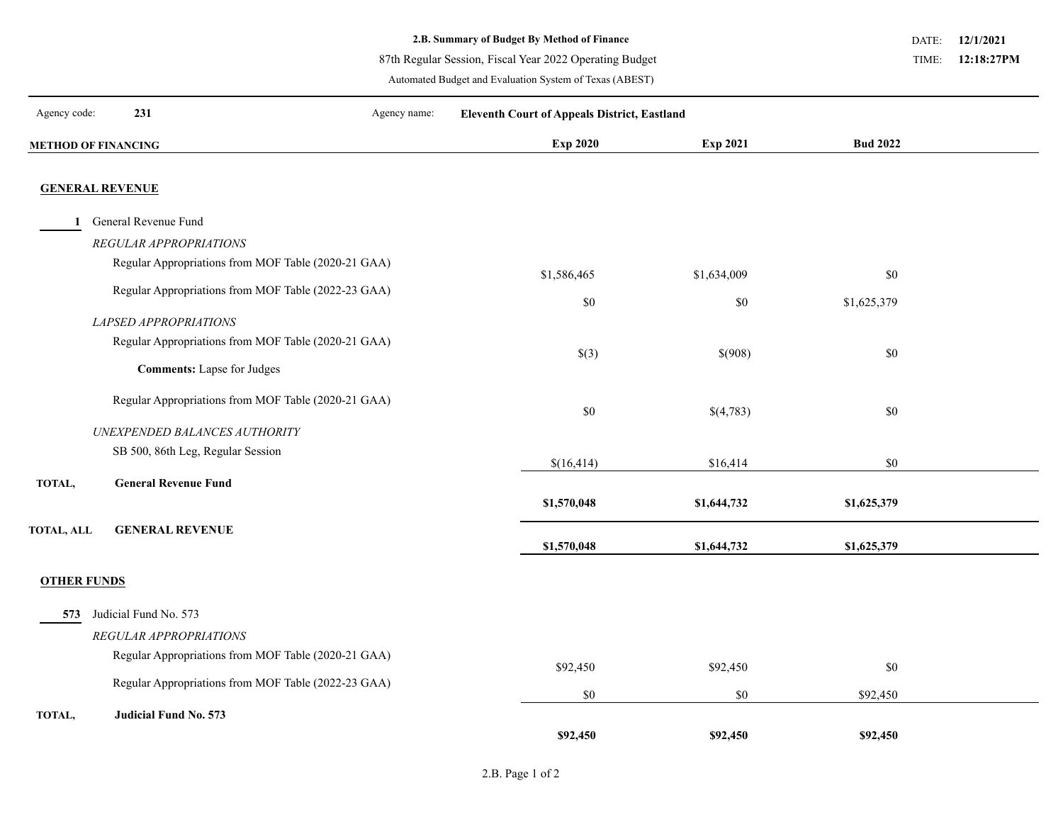**2.B. Summary of Budget By Method of Finance**

87th Regular Session, Fiscal Year 2022 Operating Budget

Automated Budget and Evaluation System of Texas (ABEST)

DATE: **12/1/2021**
TIME: **12:18:27PM**

Agency code: **231** Agency name: **Eleventh Court of Appeals District, Eastland**

| METHOD OF FINANCING | Exp 2020 | Exp 2021 | Bud 2022 |
|---|---|---|---|
| **GENERAL REVENUE** | | | |
| **1** General Revenue Fund | | | |
| *REGULAR APPROPRIATIONS* | | | |
| Regular Appropriations from MOF Table (2020-21 GAA) | $1,586,465 | $1,634,009 | $0 |
| Regular Appropriations from MOF Table (2022-23 GAA) | $0 | $0 | $1,625,379 |
| *LAPSED APPROPRIATIONS* | | | |
| Regular Appropriations from MOF Table (2020-21 GAA) | $(3) | $(908) | $0 |
| **Comments:** Lapse for Judges | | | |
| Regular Appropriations from MOF Table (2020-21 GAA) | $0 | $(4,783) | $0 |
| *UNEXPENDED BALANCES AUTHORITY* | | | |
| SB 500, 86th Leg, Regular Session | $(16,414) | $16,414 | $0 |
| **TOTAL, General Revenue Fund** | **$1,570,048** | **$1,644,732** | **$1,625,379** |
| **TOTAL, ALL GENERAL REVENUE** | **$1,570,048** | **$1,644,732** | **$1,625,379** |
| **OTHER FUNDS** | | | |
| **573** Judicial Fund No. 573 | | | |
| *REGULAR APPROPRIATIONS* | | | |
| Regular Appropriations from MOF Table (2020-21 GAA) | $92,450 | $92,450 | $0 |
| Regular Appropriations from MOF Table (2022-23 GAA) | $0 | $0 | $92,450 |
| **TOTAL, Judicial Fund No. 573** | **$92,450** | **$92,450** | **$92,450** |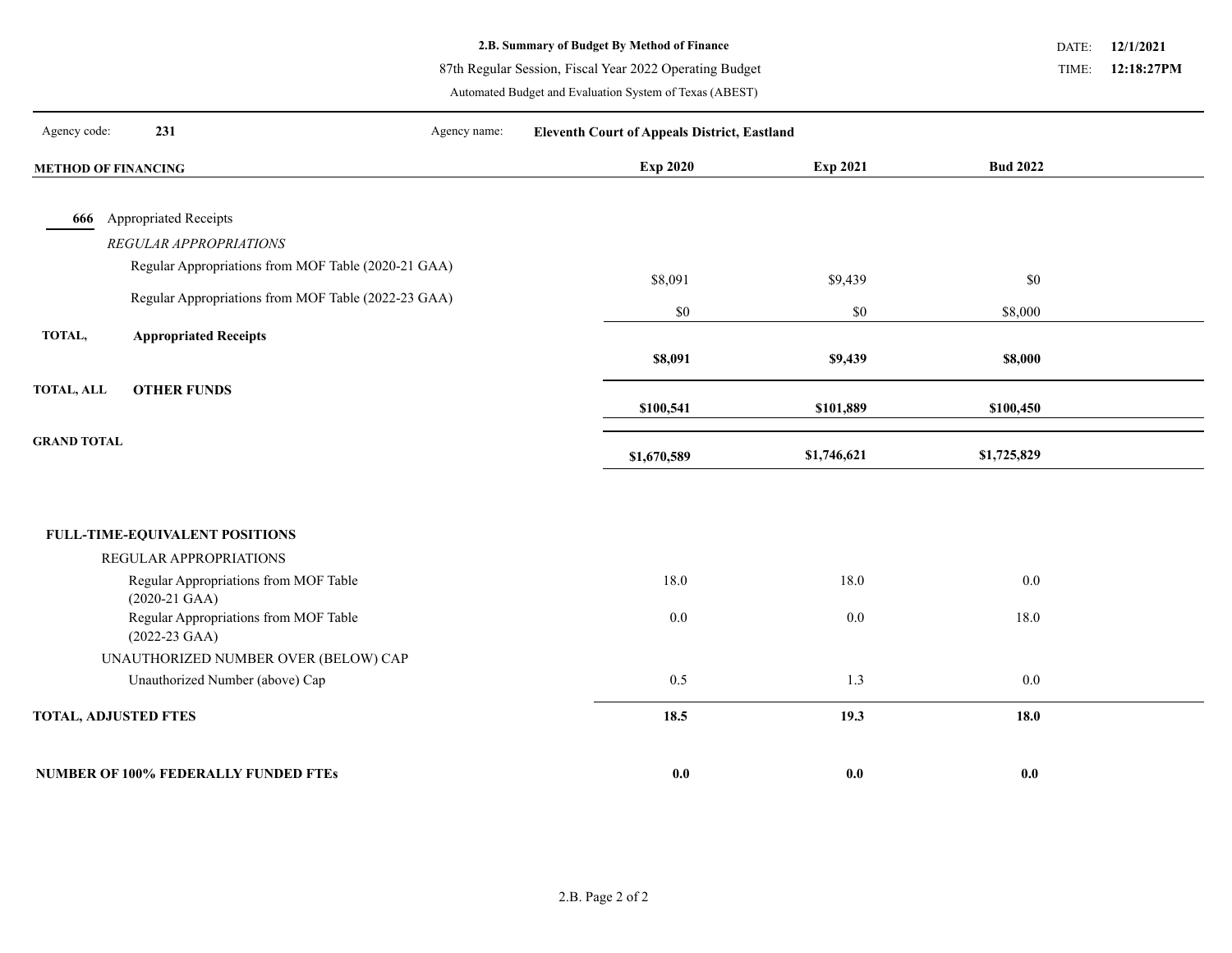**2.B. Summary of Budget By Method of Finance**

87th Regular Session, Fiscal Year 2022 Operating Budget

Automated Budget and Evaluation System of Texas (ABEST)

DATE: **12/1/2021**

TIME: **12:18:27PM**

Agency code: **231** Agency name: **Eleventh Court of Appeals District, Eastland**

| METHOD OF FINANCING | Exp 2020 | Exp 2021 | Bud 2022 |
|---|---|---|---|
| **666** Appropriated Receipts | | | |
| *REGULAR APPROPRIATIONS* | | | |
| Regular Appropriations from MOF Table (2020-21 GAA) | $8,091 | $9,439 | $0 |
| Regular Appropriations from MOF Table (2022-23 GAA) | $0 | $0 | $8,000 |
| **TOTAL, Appropriated Receipts** | **$8,091** | **$9,439** | **$8,000** |
| **TOTAL, ALL OTHER FUNDS** | **$100,541** | **$101,889** | **$100,450** |
| **GRAND TOTAL** | **$1,670,589** | **$1,746,621** | **$1,725,829** |

| FULL-TIME-EQUIVALENT POSITIONS | Exp 2020 | Exp 2021 | Bud 2022 |
|---|---|---|---|
| REGULAR APPROPRIATIONS | | | |
| Regular Appropriations from MOF Table (2020-21 GAA) | 18.0 | 18.0 | 0.0 |
| Regular Appropriations from MOF Table (2022-23 GAA) | 0.0 | 0.0 | 18.0 |
| UNAUTHORIZED NUMBER OVER (BELOW) CAP | | | |
| Unauthorized Number (above) Cap | 0.5 | 1.3 | 0.0 |
| **TOTAL, ADJUSTED FTES** | **18.5** | **19.3** | **18.0** |
| **NUMBER OF 100% FEDERALLY FUNDED FTEs** | **0.0** | **0.0** | **0.0** |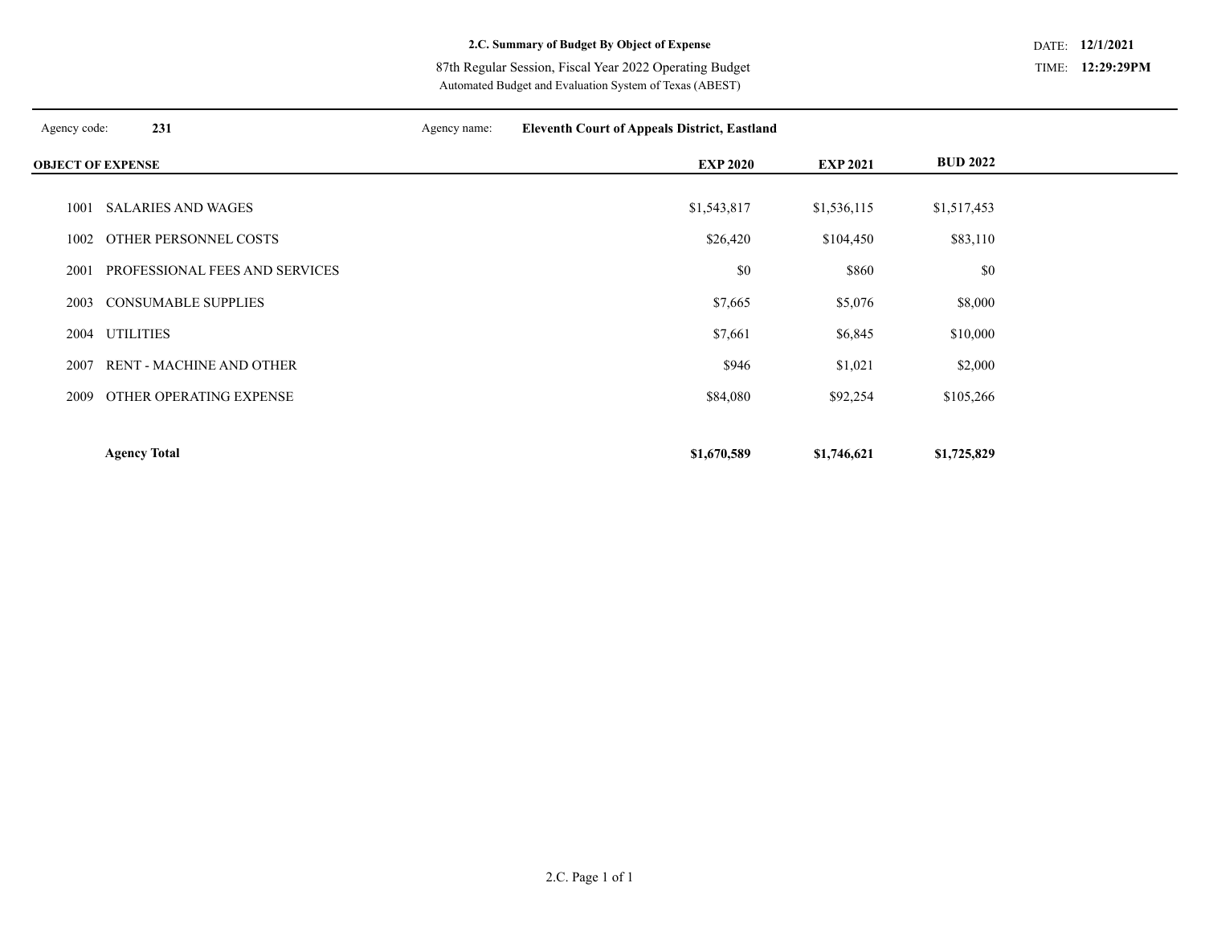**2.C. Summary of Budget By Object of Expense**

87th Regular Session, Fiscal Year 2022 Operating Budget

Automated Budget and Evaluation System of Texas (ABEST)

DATE: **12/1/2021**
TIME: **12:29:29PM**

Agency code: **231** Agency name: **Eleventh Court of Appeals District, Eastland**

| **OBJECT OF EXPENSE** | | **EXP 2020** | **EXP 2021** | **BUD 2022** |
|---|---|---|---|---|
| 1001 | SALARIES AND WAGES | $1,543,817 | $1,536,115 | $1,517,453 |
| 1002 | OTHER PERSONNEL COSTS | $26,420 | $104,450 | $83,110 |
| 2001 | PROFESSIONAL FEES AND SERVICES | $0 | $860 | $0 |
| 2003 | CONSUMABLE SUPPLIES | $7,665 | $5,076 | $8,000 |
| 2004 | UTILITIES | $7,661 | $6,845 | $10,000 |
| 2007 | RENT - MACHINE AND OTHER | $946 | $1,021 | $2,000 |
| 2009 | OTHER OPERATING EXPENSE | $84,080 | $92,254 | $105,266 |
| | **Agency Total** | **$1,670,589** | **$1,746,621** | **$1,725,829** |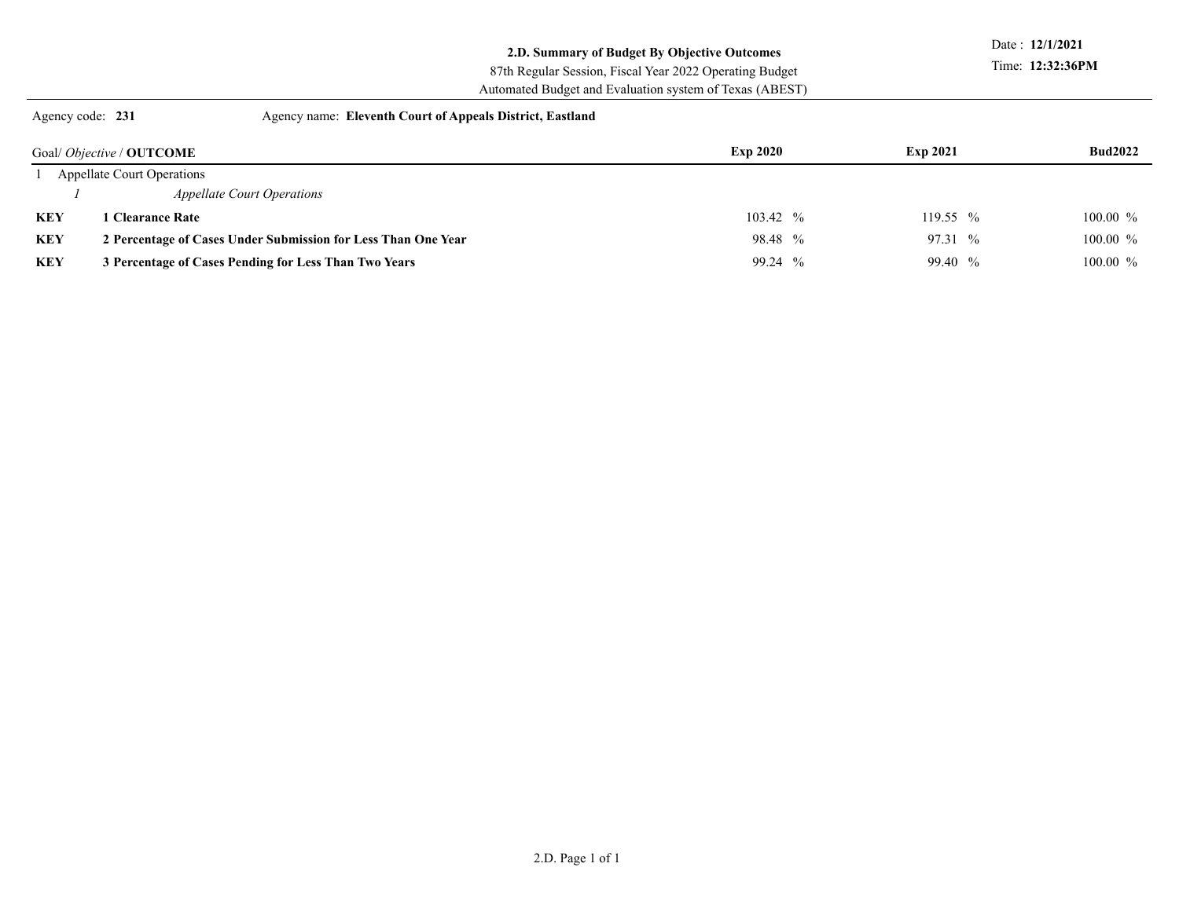**2.D. Summary of Budget By Objective Outcomes**

87th Regular Session, Fiscal Year 2022 Operating Budget

Automated Budget and Evaluation system of Texas (ABEST)

Date : **12/1/2021**

Time: **12:32:36PM**

Agency code: **231** Agency name: **Eleventh Court of Appeals District, Eastland**

| Goal/ *Objective* / **OUTCOME** | | Exp 2020 | Exp 2021 | Bud2022 |
|---|---|---|---|---|
| 1 Appellate Court Operations | | | | |
| *1* | *Appellate Court Operations* | | | |
| **KEY** | **1 Clearance Rate** | 103.42 % | 119.55 % | 100.00 % |
| **KEY** | **2 Percentage of Cases Under Submission for Less Than One Year** | 98.48 % | 97.31 % | 100.00 % |
| **KEY** | **3 Percentage of Cases Pending for Less Than Two Years** | 99.24 % | 99.40 % | 100.00 % |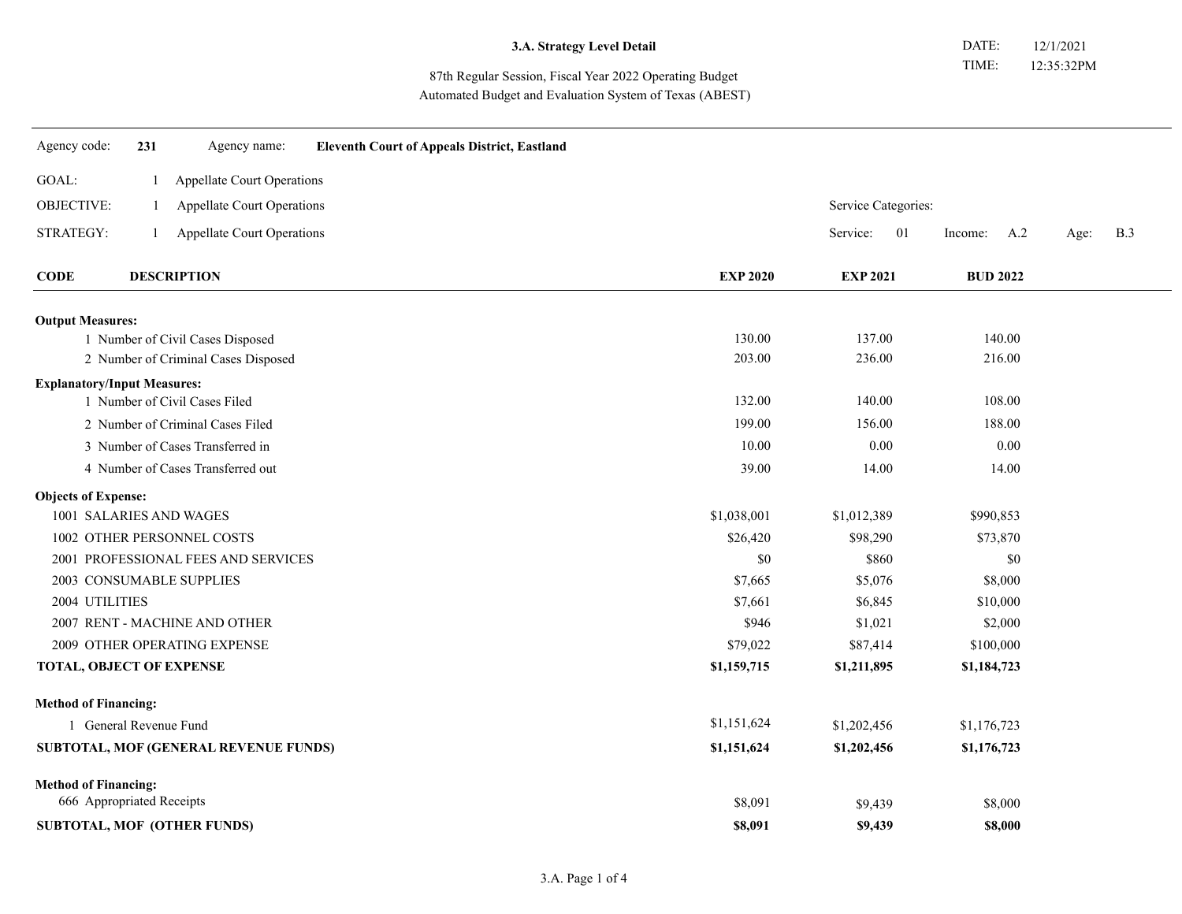**3.A. Strategy Level Detail**

87th Regular Session, Fiscal Year 2022 Operating Budget
Automated Budget and Evaluation System of Texas (ABEST)

DATE: 12/1/2021
TIME: 12:35:32PM

Agency code: **231** Agency name: **Eleventh Court of Appeals District, Eastland**

GOAL: 1 Appellate Court Operations

OBJECTIVE: 1 Appellate Court Operations

STRATEGY: 1 Appellate Court Operations

Service Categories:
Service: 01 Income: A.2 Age: B.3

| CODE DESCRIPTION | EXP 2020 | EXP 2021 | BUD 2022 |
|---|---|---|---|
| **Output Measures:** | | | |
| 1 Number of Civil Cases Disposed | 130.00 | 137.00 | 140.00 |
| 2 Number of Criminal Cases Disposed | 203.00 | 236.00 | 216.00 |
| **Explanatory/Input Measures:** | | | |
| 1 Number of Civil Cases Filed | 132.00 | 140.00 | 108.00 |
| 2 Number of Criminal Cases Filed | 199.00 | 156.00 | 188.00 |
| 3 Number of Cases Transferred in | 10.00 | 0.00 | 0.00 |
| 4 Number of Cases Transferred out | 39.00 | 14.00 | 14.00 |
| **Objects of Expense:** | | | |
| 1001 SALARIES AND WAGES | $1,038,001 | $1,012,389 | $990,853 |
| 1002 OTHER PERSONNEL COSTS | $26,420 | $98,290 | $73,870 |
| 2001 PROFESSIONAL FEES AND SERVICES | $0 | $860 | $0 |
| 2003 CONSUMABLE SUPPLIES | $7,665 | $5,076 | $8,000 |
| 2004 UTILITIES | $7,661 | $6,845 | $10,000 |
| 2007 RENT - MACHINE AND OTHER | $946 | $1,021 | $2,000 |
| 2009 OTHER OPERATING EXPENSE | $79,022 | $87,414 | $100,000 |
| **TOTAL, OBJECT OF EXPENSE** | **$1,159,715** | **$1,211,895** | **$1,184,723** |
| **Method of Financing:** | | | |
| 1 General Revenue Fund | $1,151,624 | $1,202,456 | $1,176,723 |
| **SUBTOTAL, MOF (GENERAL REVENUE FUNDS)** | **$1,151,624** | **$1,202,456** | **$1,176,723** |
| **Method of Financing:** | | | |
| 666 Appropriated Receipts | $8,091 | $9,439 | $8,000 |
| **SUBTOTAL, MOF (OTHER FUNDS)** | **$8,091** | **$9,439** | **$8,000** |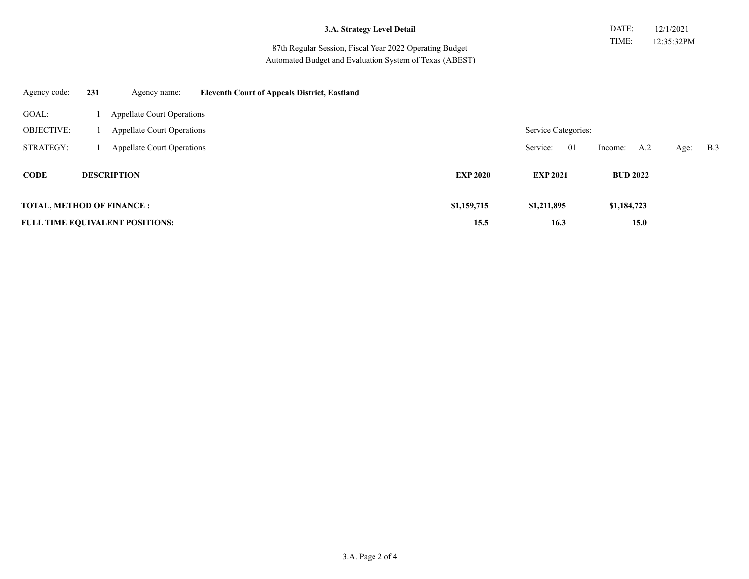**3.A. Strategy Level Detail**

87th Regular Session, Fiscal Year 2022 Operating Budget
Automated Budget and Evaluation System of Texas (ABEST)

DATE: 12/1/2021
TIME: 12:35:32PM

Agency code: **231** Agency name: **Eleventh Court of Appeals District, Eastland**

GOAL: 1 Appellate Court Operations
OBJECTIVE: 1 Appellate Court Operations
STRATEGY: 1 Appellate Court Operations

Service Categories:
Service: 01 Income: A.2 Age: B.3

| CODE | DESCRIPTION | EXP 2020 | EXP 2021 | BUD 2022 |
|---|---|---|---|---|
| **TOTAL, METHOD OF FINANCE :** | | **$1,159,715** | **$1,211,895** | **$1,184,723** |
| **FULL TIME EQUIVALENT POSITIONS:** | | **15.5** | **16.3** | **15.0** |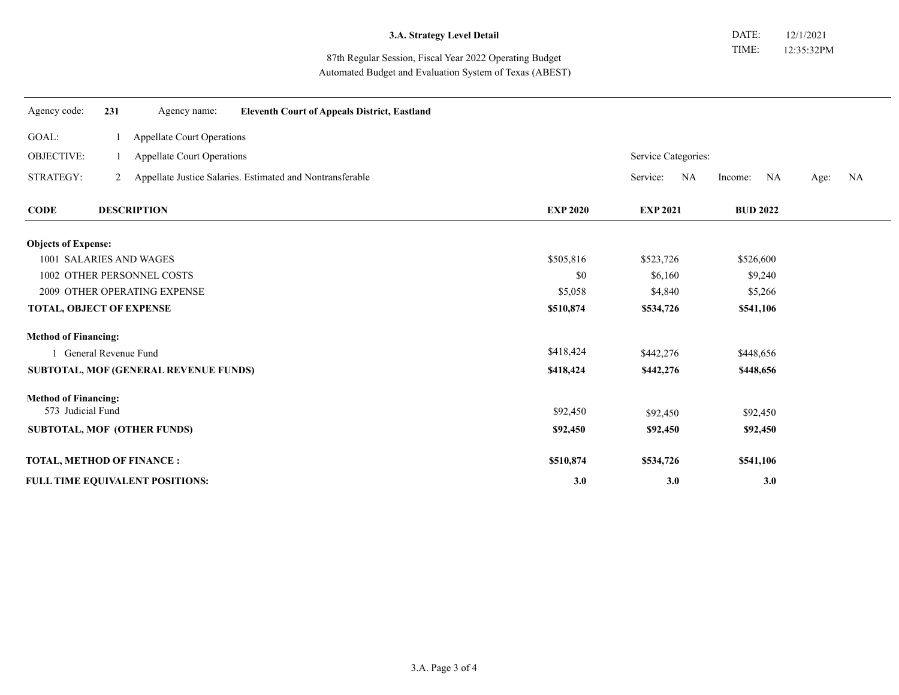**3.A. Strategy Level Detail**

87th Regular Session, Fiscal Year 2022 Operating Budget
Automated Budget and Evaluation System of Texas (ABEST)

DATE: 12/1/2021
TIME: 12:35:32PM

Agency code: **231** Agency name: **Eleventh Court of Appeals District, Eastland**

GOAL: 1 Appellate Court Operations

OBJECTIVE: 1 Appellate Court Operations

STRATEGY: 2 Appellate Justice Salaries. Estimated and Nontransferable

Service Categories:
Service: NA Income: NA Age: NA

| CODE | DESCRIPTION | EXP 2020 | EXP 2021 | BUD 2022 |
|---|---|---|---|---|
| **Objects of Expense:** | | | | |
| 1001 | SALARIES AND WAGES | $505,816 | $523,726 | $526,600 |
| 1002 | OTHER PERSONNEL COSTS | $0 | $6,160 | $9,240 |
| 2009 | OTHER OPERATING EXPENSE | $5,058 | $4,840 | $5,266 |
| **TOTAL, OBJECT OF EXPENSE** | | **$510,874** | **$534,726** | **$541,106** |
| **Method of Financing:** | | | | |
| 1 | General Revenue Fund | $418,424 | $442,276 | $448,656 |
| **SUBTOTAL, MOF (GENERAL REVENUE FUNDS)** | | **$418,424** | **$442,276** | **$448,656** |
| **Method of Financing:** | | | | |
| 573 | Judicial Fund | $92,450 | $92,450 | $92,450 |
| **SUBTOTAL, MOF (OTHER FUNDS)** | | **$92,450** | **$92,450** | **$92,450** |
| **TOTAL, METHOD OF FINANCE :** | | **$510,874** | **$534,726** | **$541,106** |
| **FULL TIME EQUIVALENT POSITIONS:** | | **3.0** | **3.0** | **3.0** |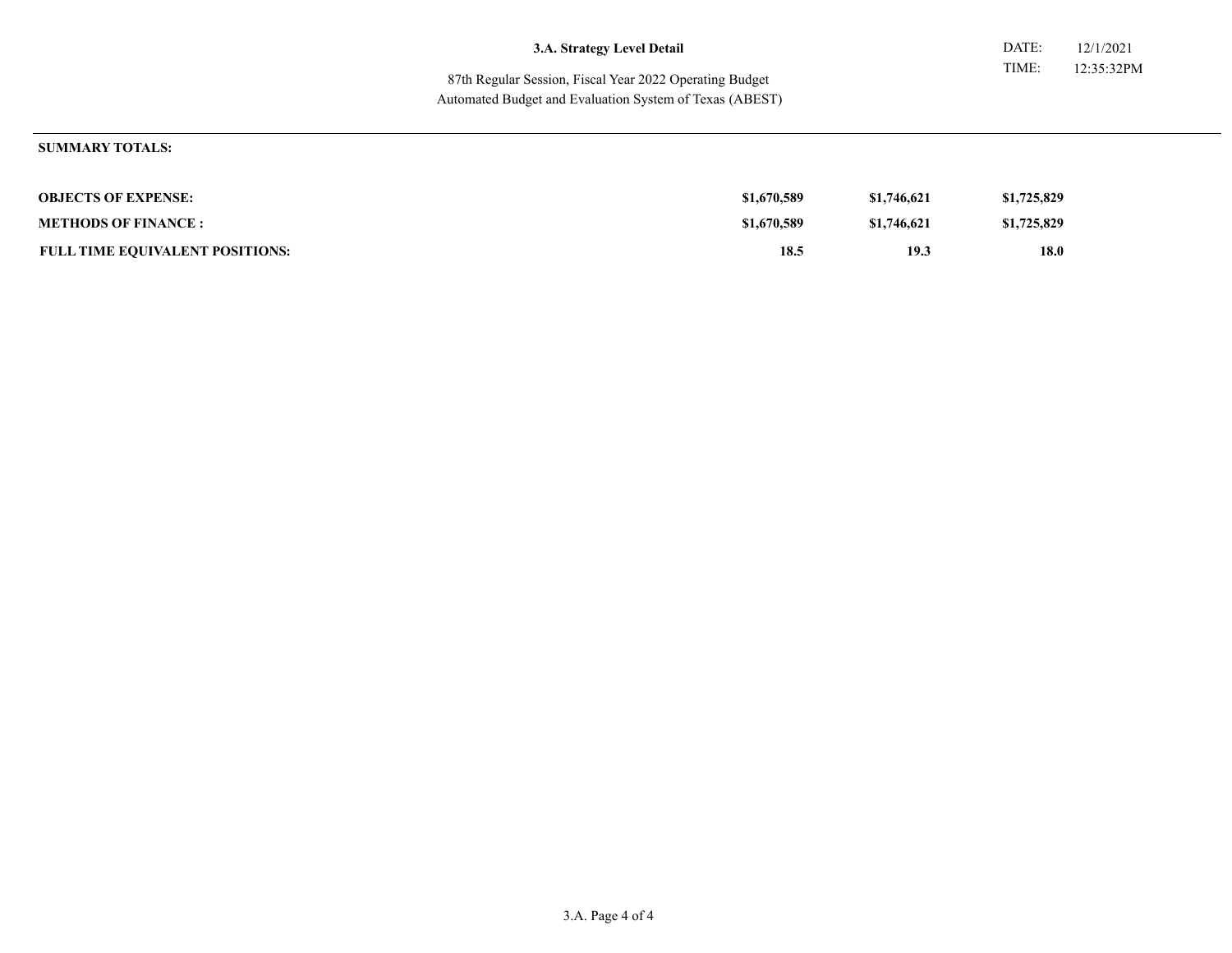**3.A. Strategy Level Detail**

87th Regular Session, Fiscal Year 2022 Operating Budget
Automated Budget and Evaluation System of Texas (ABEST)

DATE: 12/1/2021
TIME: 12:35:32PM

**SUMMARY TOTALS:**

| | | | |
|---|---|---|---|
| **OBJECTS OF EXPENSE:** | **$1,670,589** | **$1,746,621** | **$1,725,829** |
| **METHODS OF FINANCE :** | **$1,670,589** | **$1,746,621** | **$1,725,829** |
| **FULL TIME EQUIVALENT POSITIONS:** | **18.5** | **19.3** | **18.0** |